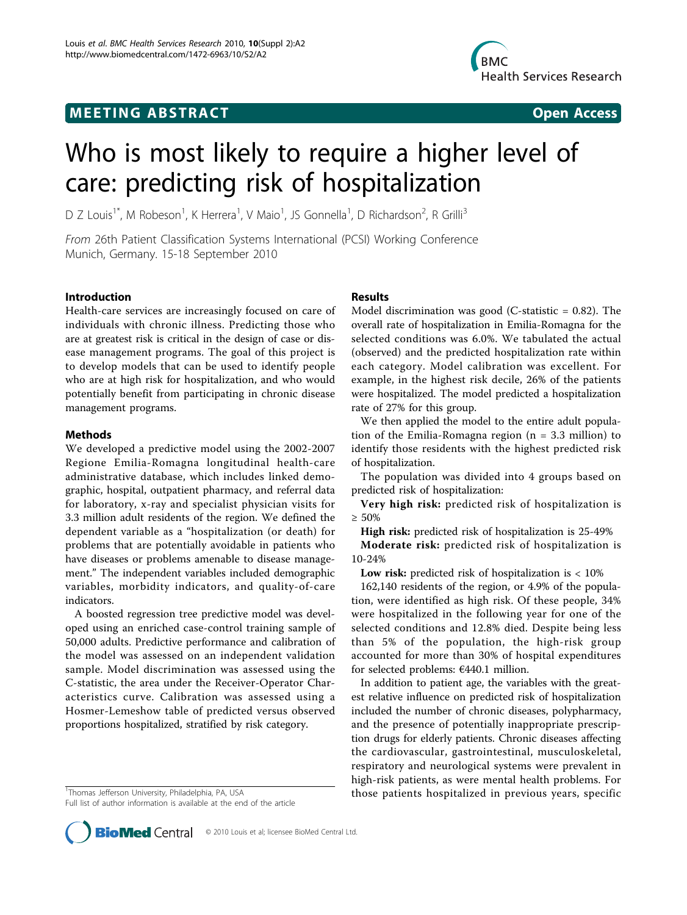MEETING ABSTRACT

Open Access

# Who is most likely to require a higher level of care: predicting risk of hospitalization

D Z Louis[1*], M Robeson[1], K Herrera[1], V Maio[1], JS Gonnella[1], D Richardson[2], R Grilli[3]

*From* 26th Patient Classification Systems International (PCSI) Working Conference
Munich, Germany. 15-18 September 2010

## Introduction

Health-care services are increasingly focused on care of individuals with chronic illness. Predicting those who are at greatest risk is critical in the design of case or disease management programs. The goal of this project is to develop models that can be used to identify people who are at high risk for hospitalization, and who would potentially benefit from participating in chronic disease management programs.

## Methods

We developed a predictive model using the 2002-2007 Regione Emilia-Romagna longitudinal health-care administrative database, which includes linked demographic, hospital, outpatient pharmacy, and referral data for laboratory, x-ray and specialist physician visits for 3.3 million adult residents of the region. We defined the dependent variable as a "hospitalization (or death) for problems that are potentially avoidable in patients who have diseases or problems amenable to disease management." The independent variables included demographic variables, morbidity indicators, and quality-of-care indicators.

A boosted regression tree predictive model was developed using an enriched case-control training sample of 50,000 adults. Predictive performance and calibration of the model was assessed on an independent validation sample. Model discrimination was assessed using the C-statistic, the area under the Receiver-Operator Characteristics curve. Calibration was assessed using a Hosmer-Lemeshow table of predicted versus observed proportions hospitalized, stratified by risk category.

## Results

Model discrimination was good (C-statistic = 0.82). The overall rate of hospitalization in Emilia-Romagna for the selected conditions was 6.0%. We tabulated the actual (observed) and the predicted hospitalization rate within each category. Model calibration was excellent. For example, in the highest risk decile, 26% of the patients were hospitalized. The model predicted a hospitalization rate of 27% for this group.

We then applied the model to the entire adult population of the Emilia-Romagna region (n = 3.3 million) to identify those residents with the highest predicted risk of hospitalization.

The population was divided into 4 groups based on predicted risk of hospitalization:

**Very high risk:** predicted risk of hospitalization is ≥ 50%

**High risk:** predicted risk of hospitalization is 25-49%

**Moderate risk:** predicted risk of hospitalization is 10-24%

**Low risk:** predicted risk of hospitalization is < 10%

162,140 residents of the region, or 4.9% of the population, were identified as high risk. Of these people, 34% were hospitalized in the following year for one of the selected conditions and 12.8% died. Despite being less than 5% of the population, the high-risk group accounted for more than 30% of hospital expenditures for selected problems: €440.1 million.

In addition to patient age, the variables with the greatest relative influence on predicted risk of hospitalization included the number of chronic diseases, polypharmacy, and the presence of potentially inappropriate prescription drugs for elderly patients. Chronic diseases affecting the cardiovascular, gastrointestinal, musculoskeletal, respiratory and neurological systems were prevalent in high-risk patients, as were mental health problems. For those patients hospitalized in previous years, specific

[1]Thomas Jefferson University, Philadelphia, PA, USA
Full list of author information is available at the end of the article

© 2010 Louis et al; licensee BioMed Central Ltd.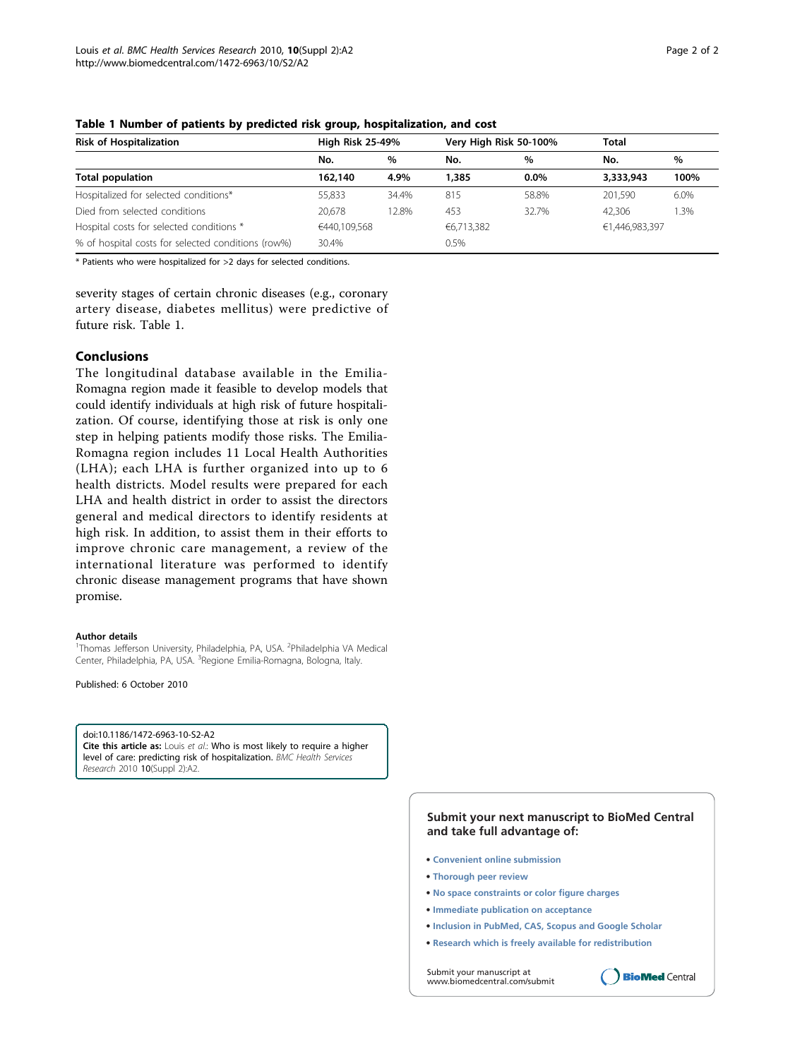**Table 1 Number of patients by predicted risk group, hospitalization, and cost**

| Risk of Hospitalization | High Risk 25-49% | | Very High Risk 50-100% | | Total | |
|---|---|---|---|---|---|---|
| | No. | % | No. | % | No. | % |
| **Total population** | **162,140** | **4.9%** | **1,385** | **0.0%** | **3,333,943** | **100%** |
| Hospitalized for selected conditions* | 55,833 | 34.4% | 815 | 58.8% | 201,590 | 6.0% |
| Died from selected conditions | 20,678 | 12.8% | 453 | 32.7% | 42,306 | 1.3% |
| Hospital costs for selected conditions * | €440,109,568 | | €6,713,382 | | €1,446,983,397 | |
| % of hospital costs for selected conditions (row%) | 30.4% | | 0.5% | | | |

* Patients who were hospitalized for >2 days for selected conditions.

severity stages of certain chronic diseases (e.g., coronary artery disease, diabetes mellitus) were predictive of future risk. Table 1.

## Conclusions

The longitudinal database available in the Emilia-Romagna region made it feasible to develop models that could identify individuals at high risk of future hospitalization. Of course, identifying those at risk is only one step in helping patients modify those risks. The Emilia-Romagna region includes 11 Local Health Authorities (LHA); each LHA is further organized into up to 6 health districts. Model results were prepared for each LHA and health district in order to assist the directors general and medical directors to identify residents at high risk. In addition, to assist them in their efforts to improve chronic care management, a review of the international literature was performed to identify chronic disease management programs that have shown promise.

#### Author details

[1]Thomas Jefferson University, Philadelphia, PA, USA. [2]Philadelphia VA Medical Center, Philadelphia, PA, USA. [3]Regione Emilia-Romagna, Bologna, Italy.

Published: 6 October 2010

doi:10.1186/1472-6963-10-S2-A2
**Cite this article as:** Louis *et al.*: Who is most likely to require a higher level of care: predicting risk of hospitalization. *BMC Health Services Research* 2010 **10**(Suppl 2):A2.

**Submit your next manuscript to BioMed Central and take full advantage of:**

- Convenient online submission
- Thorough peer review
- No space constraints or color figure charges
- Immediate publication on acceptance
- Inclusion in PubMed, CAS, Scopus and Google Scholar
- Research which is freely available for redistribution

Submit your manuscript at
www.biomedcentral.com/submit

BioMed Central